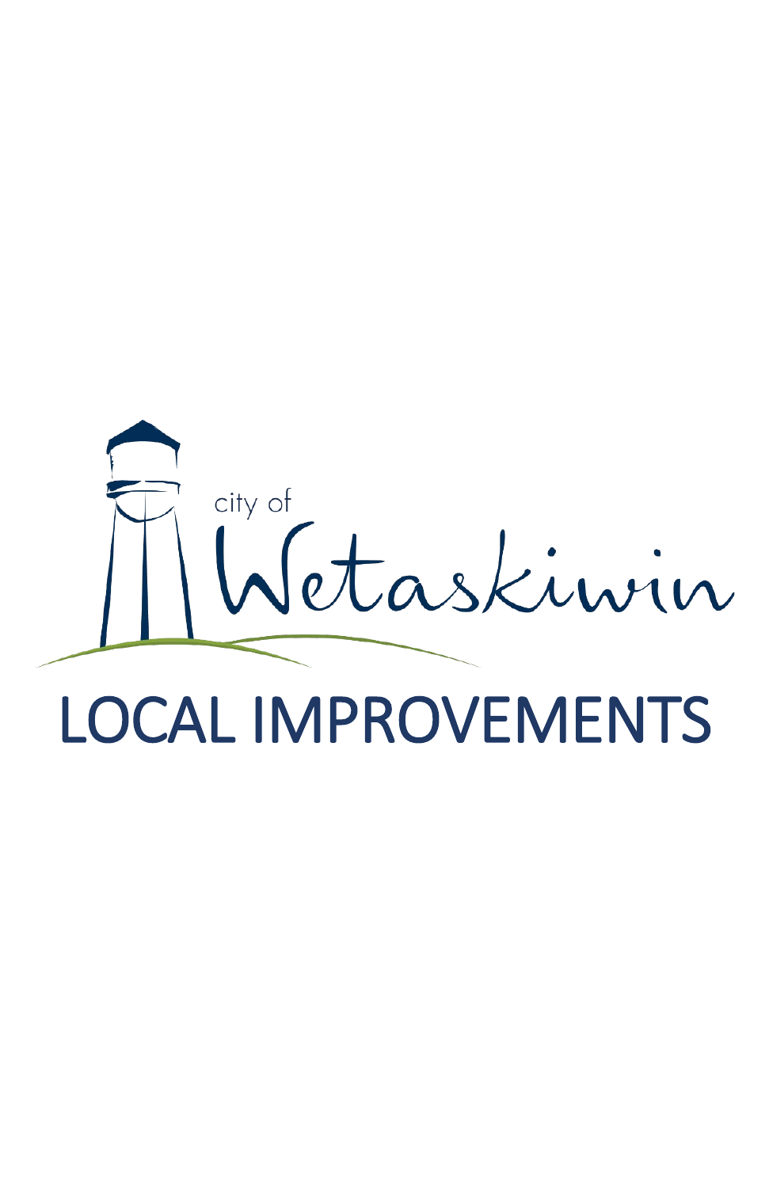city of Wetaskiwin

# LOCAL IMPROVEMENTS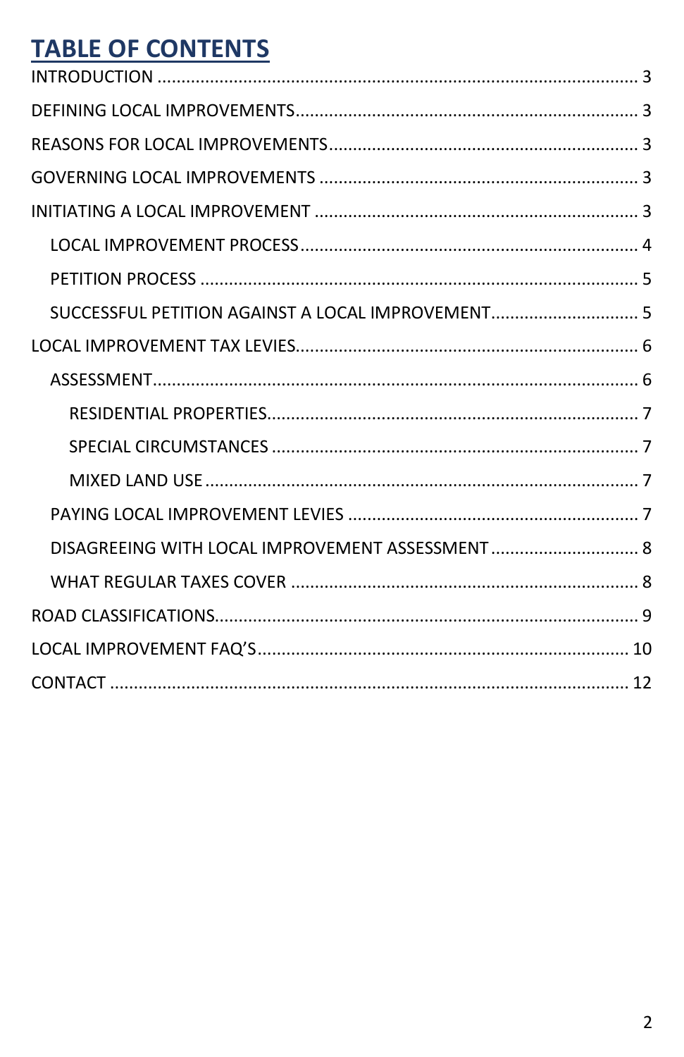# TABLE OF CONTENTS

INTRODUCTION ........................................................................................ 3

DEFINING LOCAL IMPROVEMENTS......................................................................... 3

REASONS FOR LOCAL IMPROVEMENTS.................................................................. 3

GOVERNING LOCAL IMPROVEMENTS ................................................................... 3

INITIATING A LOCAL IMPROVEMENT .................................................................... 3

- LOCAL IMPROVEMENT PROCESS ....................................................................... 4
- PETITION PROCESS ........................................................................................ 5
- SUCCESSFUL PETITION AGAINST A LOCAL IMPROVEMENT............................... 5

LOCAL IMPROVEMENT TAX LEVIES........................................................................ 6

- ASSESSMENT.................................................................................................... 6
  - RESIDENTIAL PROPERTIES.......................................................................... 7
  - SPECIAL CIRCUMSTANCES .......................................................................... 7
  - MIXED LAND USE ......................................................................................... 7
- PAYING LOCAL IMPROVEMENT LEVIES ............................................................ 7
- DISAGREEING WITH LOCAL IMPROVEMENT ASSESSMENT ............................... 8
- WHAT REGULAR TAXES COVER ......................................................................... 8

ROAD CLASSIFICATIONS......................................................................................... 9

LOCAL IMPROVEMENT FAQ'S............................................................................... 10

CONTACT .............................................................................................................. 12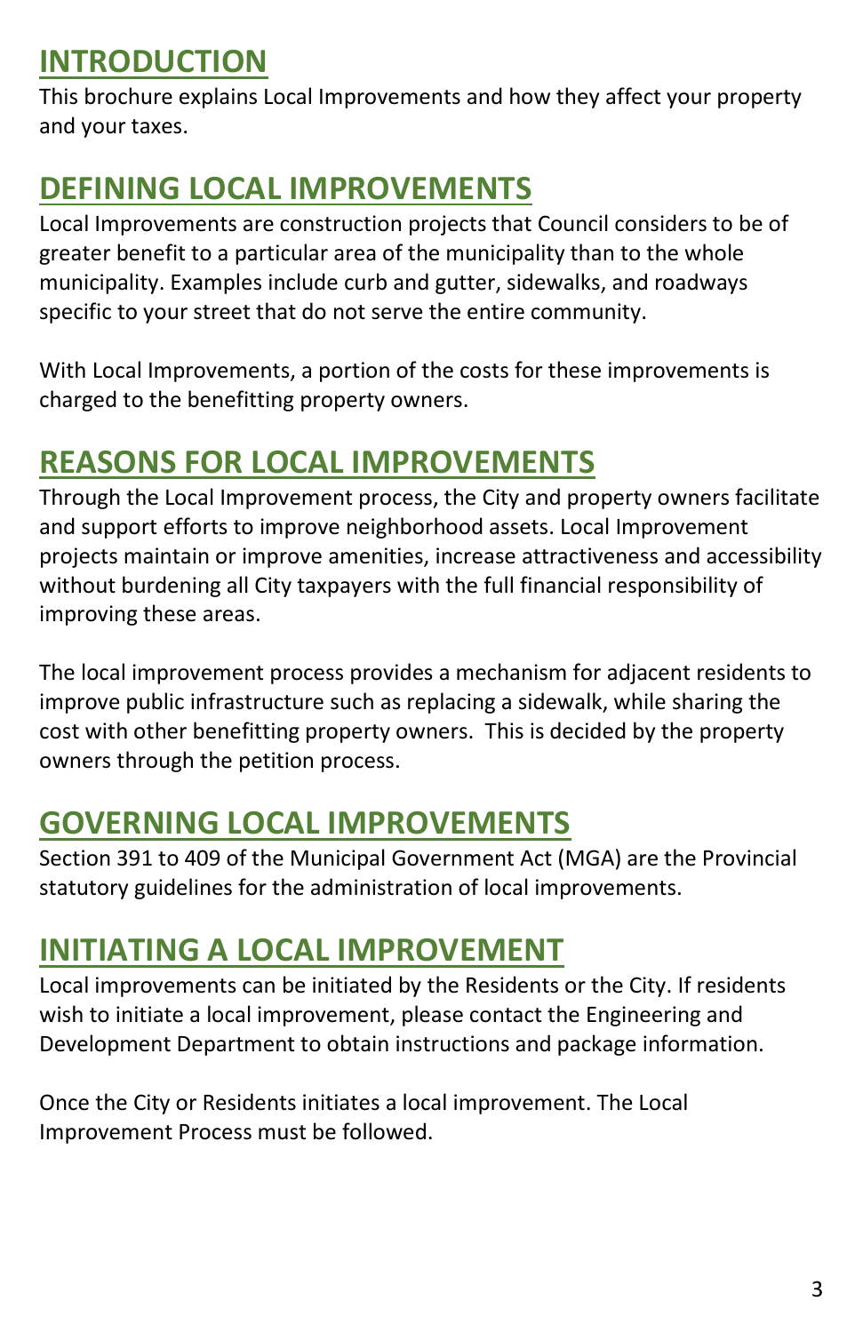## INTRODUCTION

This brochure explains Local Improvements and how they affect your property and your taxes.

## DEFINING LOCAL IMPROVEMENTS

Local Improvements are construction projects that Council considers to be of greater benefit to a particular area of the municipality than to the whole municipality. Examples include curb and gutter, sidewalks, and roadways specific to your street that do not serve the entire community.

With Local Improvements, a portion of the costs for these improvements is charged to the benefitting property owners.

## REASONS FOR LOCAL IMPROVEMENTS

Through the Local Improvement process, the City and property owners facilitate and support efforts to improve neighborhood assets. Local Improvement projects maintain or improve amenities, increase attractiveness and accessibility without burdening all City taxpayers with the full financial responsibility of improving these areas.

The local improvement process provides a mechanism for adjacent residents to improve public infrastructure such as replacing a sidewalk, while sharing the cost with other benefitting property owners.  This is decided by the property owners through the petition process.

## GOVERNING LOCAL IMPROVEMENTS

Section 391 to 409 of the Municipal Government Act (MGA) are the Provincial statutory guidelines for the administration of local improvements.

## INITIATING A LOCAL IMPROVEMENT

Local improvements can be initiated by the Residents or the City. If residents wish to initiate a local improvement, please contact the Engineering and Development Department to obtain instructions and package information.

Once the City or Residents initiates a local improvement. The Local Improvement Process must be followed.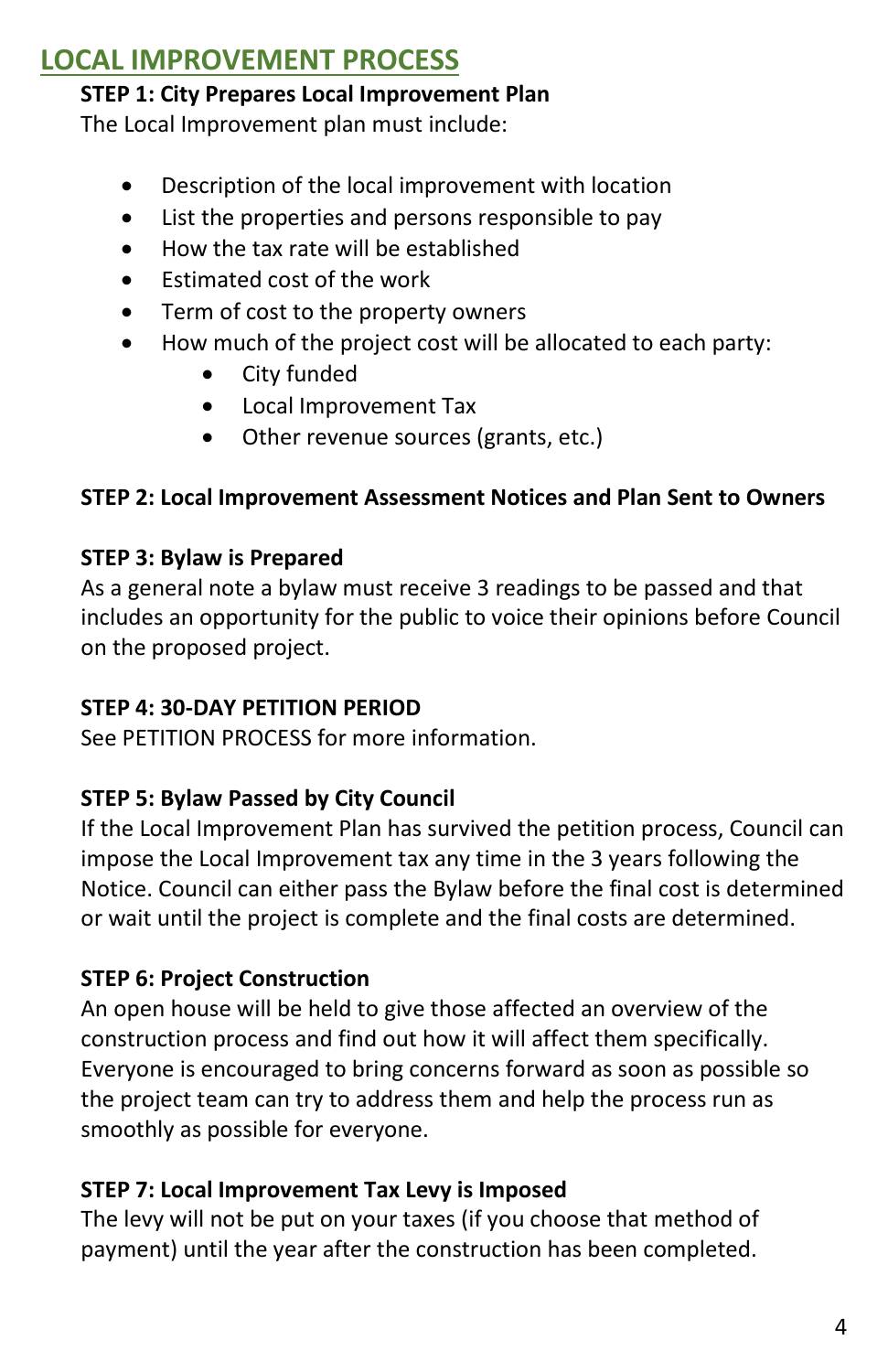## LOCAL IMPROVEMENT PROCESS

**STEP 1: City Prepares Local Improvement Plan**

The Local Improvement plan must include:

- Description of the local improvement with location
- List the properties and persons responsible to pay
- How the tax rate will be established
- Estimated cost of the work
- Term of cost to the property owners
- How much of the project cost will be allocated to each party:
    - City funded
    - Local Improvement Tax
    - Other revenue sources (grants, etc.)

**STEP 2: Local Improvement Assessment Notices and Plan Sent to Owners**

**STEP 3: Bylaw is Prepared**

As a general note a bylaw must receive 3 readings to be passed and that includes an opportunity for the public to voice their opinions before Council on the proposed project.

**STEP 4: 30-DAY PETITION PERIOD**

See PETITION PROCESS for more information.

**STEP 5: Bylaw Passed by City Council**

If the Local Improvement Plan has survived the petition process, Council can impose the Local Improvement tax any time in the 3 years following the Notice. Council can either pass the Bylaw before the final cost is determined or wait until the project is complete and the final costs are determined.

**STEP 6: Project Construction**

An open house will be held to give those affected an overview of the construction process and find out how it will affect them specifically. Everyone is encouraged to bring concerns forward as soon as possible so the project team can try to address them and help the process run as smoothly as possible for everyone.

**STEP 7: Local Improvement Tax Levy is Imposed**

The levy will not be put on your taxes (if you choose that method of payment) until the year after the construction has been completed.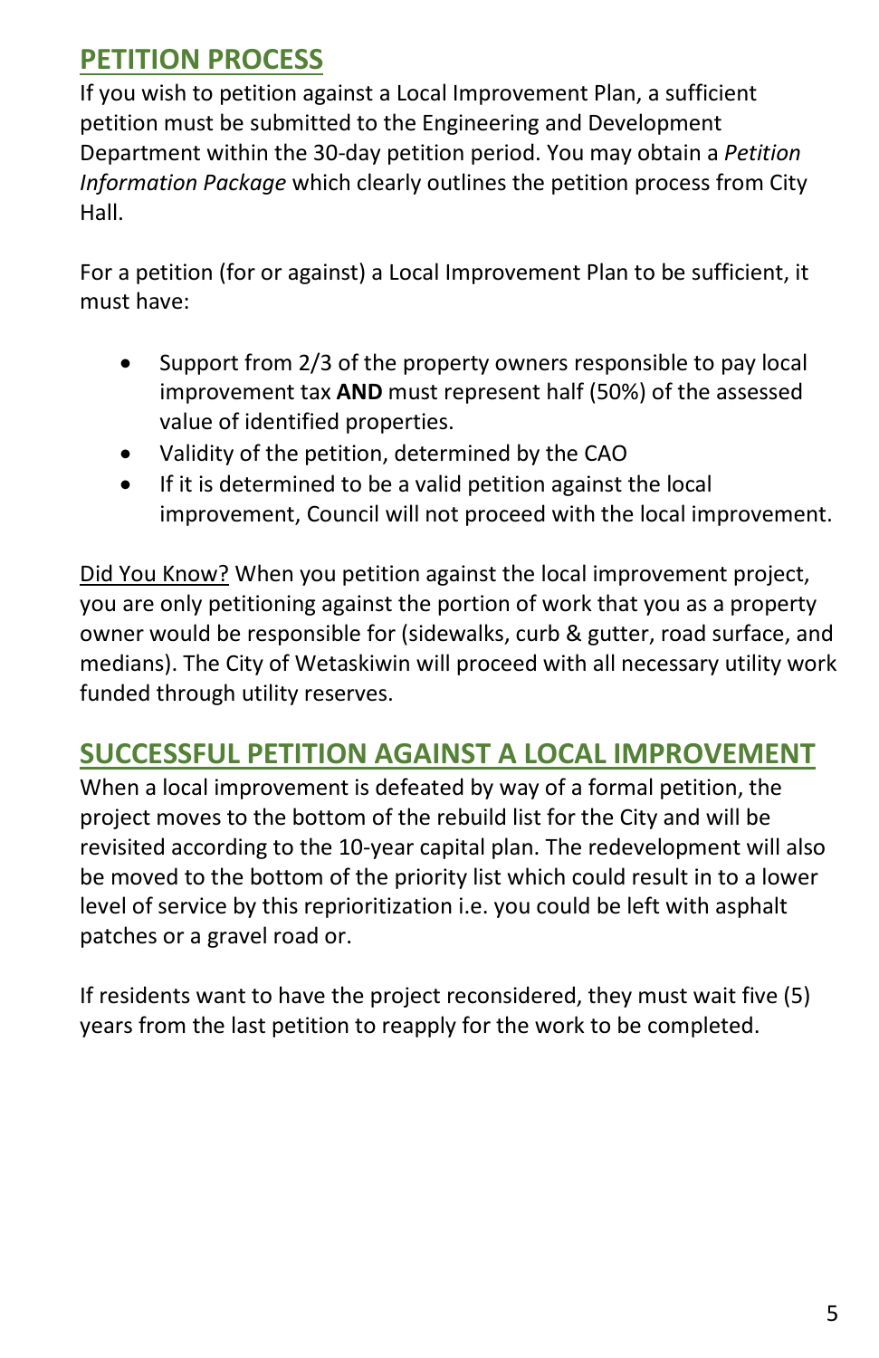## PETITION PROCESS

If you wish to petition against a Local Improvement Plan, a sufficient petition must be submitted to the Engineering and Development Department within the 30-day petition period. You may obtain a *Petition Information Package* which clearly outlines the petition process from City Hall.

For a petition (for or against) a Local Improvement Plan to be sufficient, it must have:

- Support from 2/3 of the property owners responsible to pay local improvement tax **AND** must represent half (50%) of the assessed value of identified properties.
- Validity of the petition, determined by the CAO
- If it is determined to be a valid petition against the local improvement, Council will not proceed with the local improvement.

Did You Know? When you petition against the local improvement project, you are only petitioning against the portion of work that you as a property owner would be responsible for (sidewalks, curb & gutter, road surface, and medians). The City of Wetaskiwin will proceed with all necessary utility work funded through utility reserves.

## SUCCESSFUL PETITION AGAINST A LOCAL IMPROVEMENT

When a local improvement is defeated by way of a formal petition, the project moves to the bottom of the rebuild list for the City and will be revisited according to the 10-year capital plan. The redevelopment will also be moved to the bottom of the priority list which could result in to a lower level of service by this reprioritization i.e. you could be left with asphalt patches or a gravel road or.

If residents want to have the project reconsidered, they must wait five (5) years from the last petition to reapply for the work to be completed.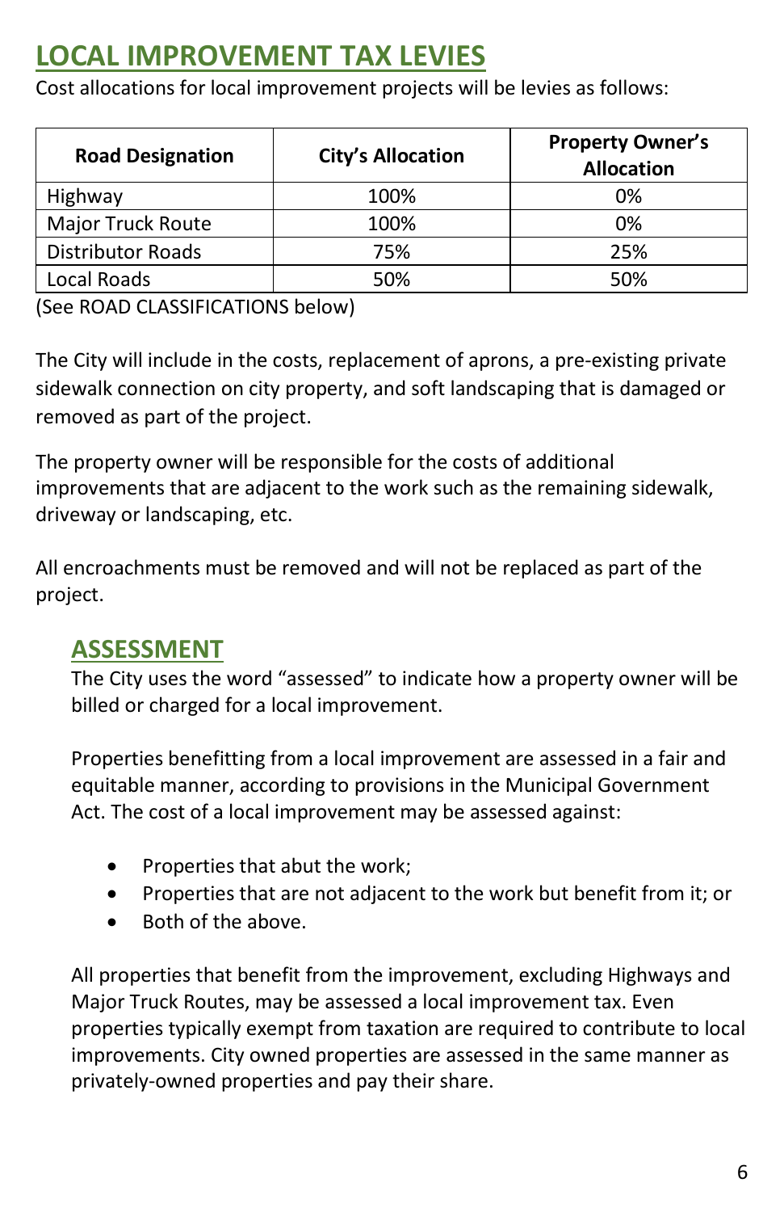# LOCAL IMPROVEMENT TAX LEVIES

Cost allocations for local improvement projects will be levies as follows:

| Road Designation | City's Allocation | Property Owner's Allocation |
|---|---|---|
| Highway | 100% | 0% |
| Major Truck Route | 100% | 0% |
| Distributor Roads | 75% | 25% |
| Local Roads | 50% | 50% |

(See ROAD CLASSIFICATIONS below)

The City will include in the costs, replacement of aprons, a pre-existing private sidewalk connection on city property, and soft landscaping that is damaged or removed as part of the project.

The property owner will be responsible for the costs of additional improvements that are adjacent to the work such as the remaining sidewalk, driveway or landscaping, etc.

All encroachments must be removed and will not be replaced as part of the project.

## ASSESSMENT

The City uses the word "assessed" to indicate how a property owner will be billed or charged for a local improvement.

Properties benefitting from a local improvement are assessed in a fair and equitable manner, according to provisions in the Municipal Government Act. The cost of a local improvement may be assessed against:

- Properties that abut the work;
- Properties that are not adjacent to the work but benefit from it; or
- Both of the above.

All properties that benefit from the improvement, excluding Highways and Major Truck Routes, may be assessed a local improvement tax. Even properties typically exempt from taxation are required to contribute to local improvements. City owned properties are assessed in the same manner as privately-owned properties and pay their share.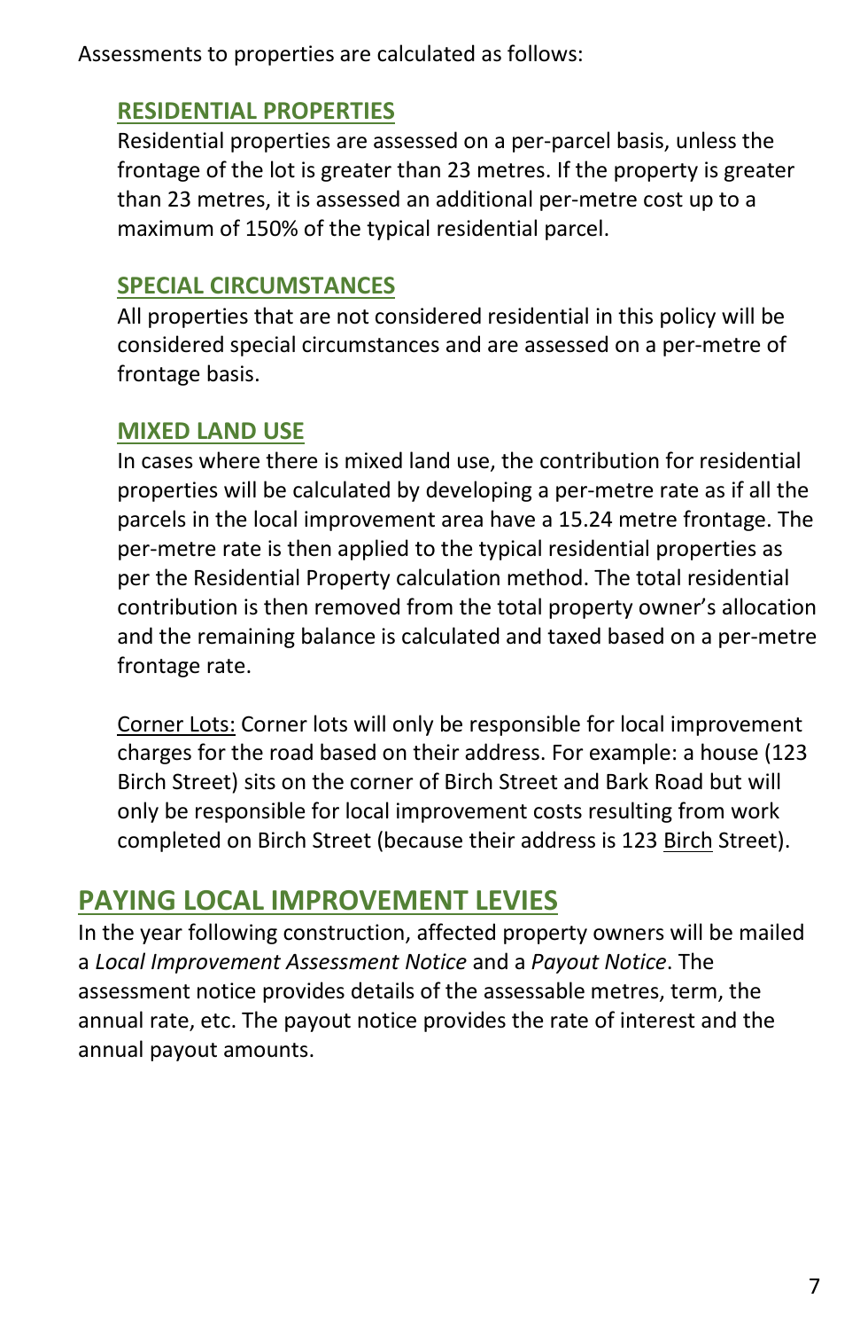Assessments to properties are calculated as follows:

### RESIDENTIAL PROPERTIES

Residential properties are assessed on a per-parcel basis, unless the frontage of the lot is greater than 23 metres. If the property is greater than 23 metres, it is assessed an additional per-metre cost up to a maximum of 150% of the typical residential parcel.

### SPECIAL CIRCUMSTANCES

All properties that are not considered residential in this policy will be considered special circumstances and are assessed on a per-metre of frontage basis.

### MIXED LAND USE

In cases where there is mixed land use, the contribution for residential properties will be calculated by developing a per-metre rate as if all the parcels in the local improvement area have a 15.24 metre frontage. The per-metre rate is then applied to the typical residential properties as per the Residential Property calculation method. The total residential contribution is then removed from the total property owner's allocation and the remaining balance is calculated and taxed based on a per-metre frontage rate.

Corner Lots: Corner lots will only be responsible for local improvement charges for the road based on their address. For example: a house (123 Birch Street) sits on the corner of Birch Street and Bark Road but will only be responsible for local improvement costs resulting from work completed on Birch Street (because their address is 123 Birch Street).

## PAYING LOCAL IMPROVEMENT LEVIES

In the year following construction, affected property owners will be mailed a *Local Improvement Assessment Notice* and a *Payout Notice*. The assessment notice provides details of the assessable metres, term, the annual rate, etc. The payout notice provides the rate of interest and the annual payout amounts.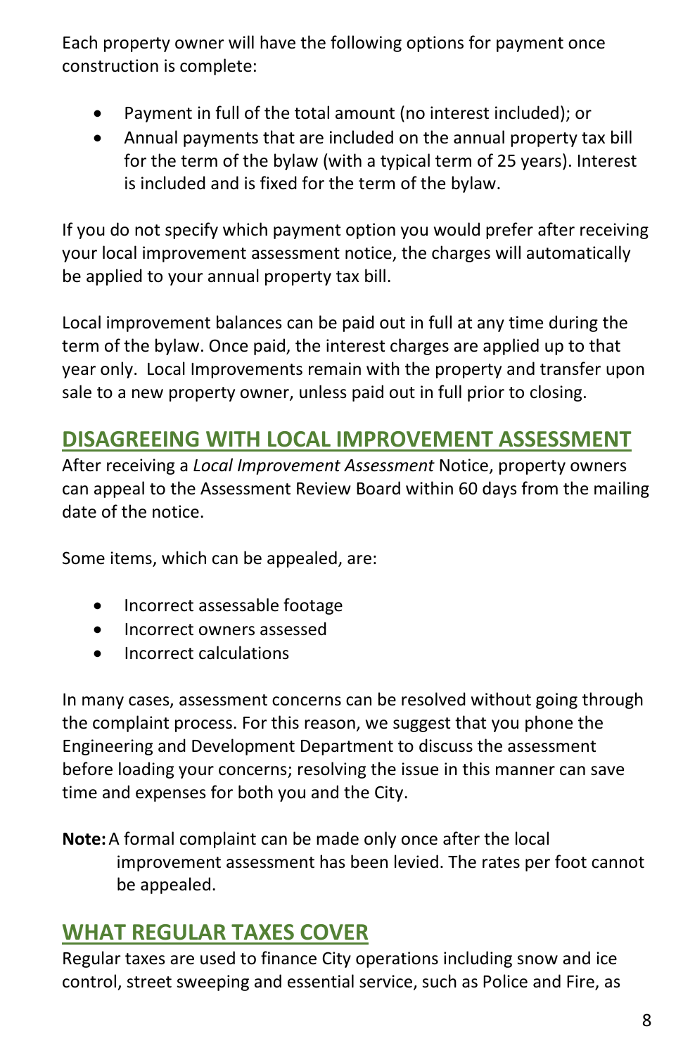Each property owner will have the following options for payment once construction is complete:

- Payment in full of the total amount (no interest included); or
- Annual payments that are included on the annual property tax bill for the term of the bylaw (with a typical term of 25 years). Interest is included and is fixed for the term of the bylaw.

If you do not specify which payment option you would prefer after receiving your local improvement assessment notice, the charges will automatically be applied to your annual property tax bill.

Local improvement balances can be paid out in full at any time during the term of the bylaw. Once paid, the interest charges are applied up to that year only. Local Improvements remain with the property and transfer upon sale to a new property owner, unless paid out in full prior to closing.

## DISAGREEING WITH LOCAL IMPROVEMENT ASSESSMENT

After receiving a *Local Improvement Assessment* Notice, property owners can appeal to the Assessment Review Board within 60 days from the mailing date of the notice.

Some items, which can be appealed, are:

- Incorrect assessable footage
- Incorrect owners assessed
- Incorrect calculations

In many cases, assessment concerns can be resolved without going through the complaint process. For this reason, we suggest that you phone the Engineering and Development Department to discuss the assessment before loading your concerns; resolving the issue in this manner can save time and expenses for both you and the City.

**Note:** A formal complaint can be made only once after the local improvement assessment has been levied. The rates per foot cannot be appealed.

## WHAT REGULAR TAXES COVER

Regular taxes are used to finance City operations including snow and ice control, street sweeping and essential service, such as Police and Fire, as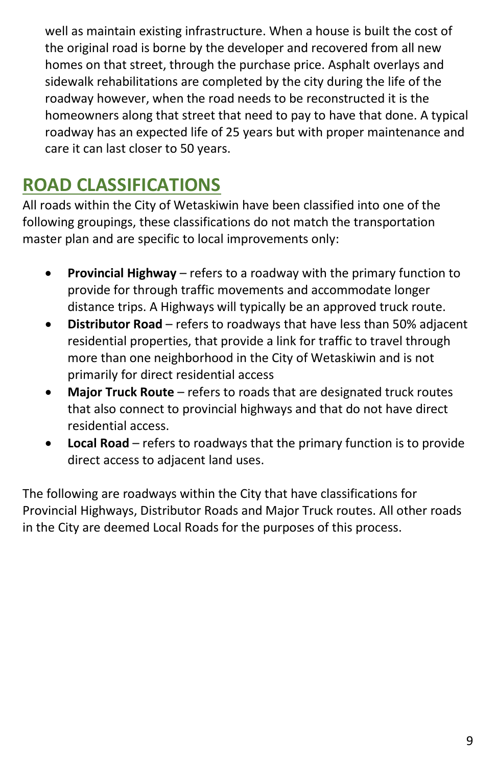well as maintain existing infrastructure. When a house is built the cost of the original road is borne by the developer and recovered from all new homes on that street, through the purchase price. Asphalt overlays and sidewalk rehabilitations are completed by the city during the life of the roadway however, when the road needs to be reconstructed it is the homeowners along that street that need to pay to have that done. A typical roadway has an expected life of 25 years but with proper maintenance and care it can last closer to 50 years.

## ROAD CLASSIFICATIONS

All roads within the City of Wetaskiwin have been classified into one of the following groupings, these classifications do not match the transportation master plan and are specific to local improvements only:

- **Provincial Highway** – refers to a roadway with the primary function to provide for through traffic movements and accommodate longer distance trips. A Highways will typically be an approved truck route.
- **Distributor Road** – refers to roadways that have less than 50% adjacent residential properties, that provide a link for traffic to travel through more than one neighborhood in the City of Wetaskiwin and is not primarily for direct residential access
- **Major Truck Route** – refers to roads that are designated truck routes that also connect to provincial highways and that do not have direct residential access.
- **Local Road** – refers to roadways that the primary function is to provide direct access to adjacent land uses.

The following are roadways within the City that have classifications for Provincial Highways, Distributor Roads and Major Truck routes. All other roads in the City are deemed Local Roads for the purposes of this process.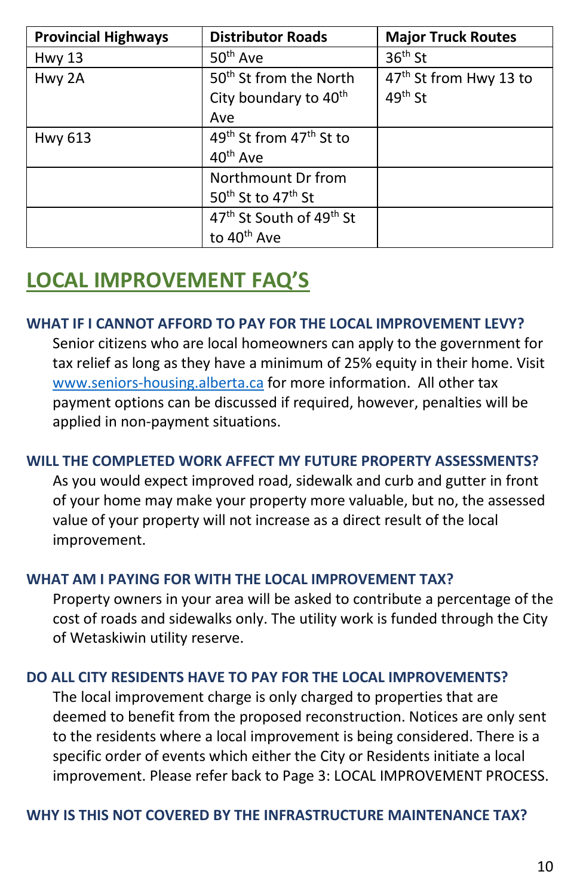| Provincial Highways | Distributor Roads | Major Truck Routes |
|---|---|---|
| Hwy 13 | 50th Ave | 36th St |
| Hwy 2A | 50th St from the North City boundary to 40th Ave | 47th St from Hwy 13 to 49th St |
| Hwy 613 | 49th St from 47th St to 40th Ave | |
| | Northmount Dr from 50th St to 47th St | |
| | 47th St South of 49th St to 40th Ave | |

## LOCAL IMPROVEMENT FAQ'S

### WHAT IF I CANNOT AFFORD TO PAY FOR THE LOCAL IMPROVEMENT LEVY?

Senior citizens who are local homeowners can apply to the government for tax relief as long as they have a minimum of 25% equity in their home. Visit www.seniors-housing.alberta.ca for more information. All other tax payment options can be discussed if required, however, penalties will be applied in non-payment situations.

### WILL THE COMPLETED WORK AFFECT MY FUTURE PROPERTY ASSESSMENTS?

As you would expect improved road, sidewalk and curb and gutter in front of your home may make your property more valuable, but no, the assessed value of your property will not increase as a direct result of the local improvement.

### WHAT AM I PAYING FOR WITH THE LOCAL IMPROVEMENT TAX?

Property owners in your area will be asked to contribute a percentage of the cost of roads and sidewalks only. The utility work is funded through the City of Wetaskiwin utility reserve.

### DO ALL CITY RESIDENTS HAVE TO PAY FOR THE LOCAL IMPROVEMENTS?

The local improvement charge is only charged to properties that are deemed to benefit from the proposed reconstruction. Notices are only sent to the residents where a local improvement is being considered. There is a specific order of events which either the City or Residents initiate a local improvement. Please refer back to Page 3: LOCAL IMPROVEMENT PROCESS.

### WHY IS THIS NOT COVERED BY THE INFRASTRUCTURE MAINTENANCE TAX?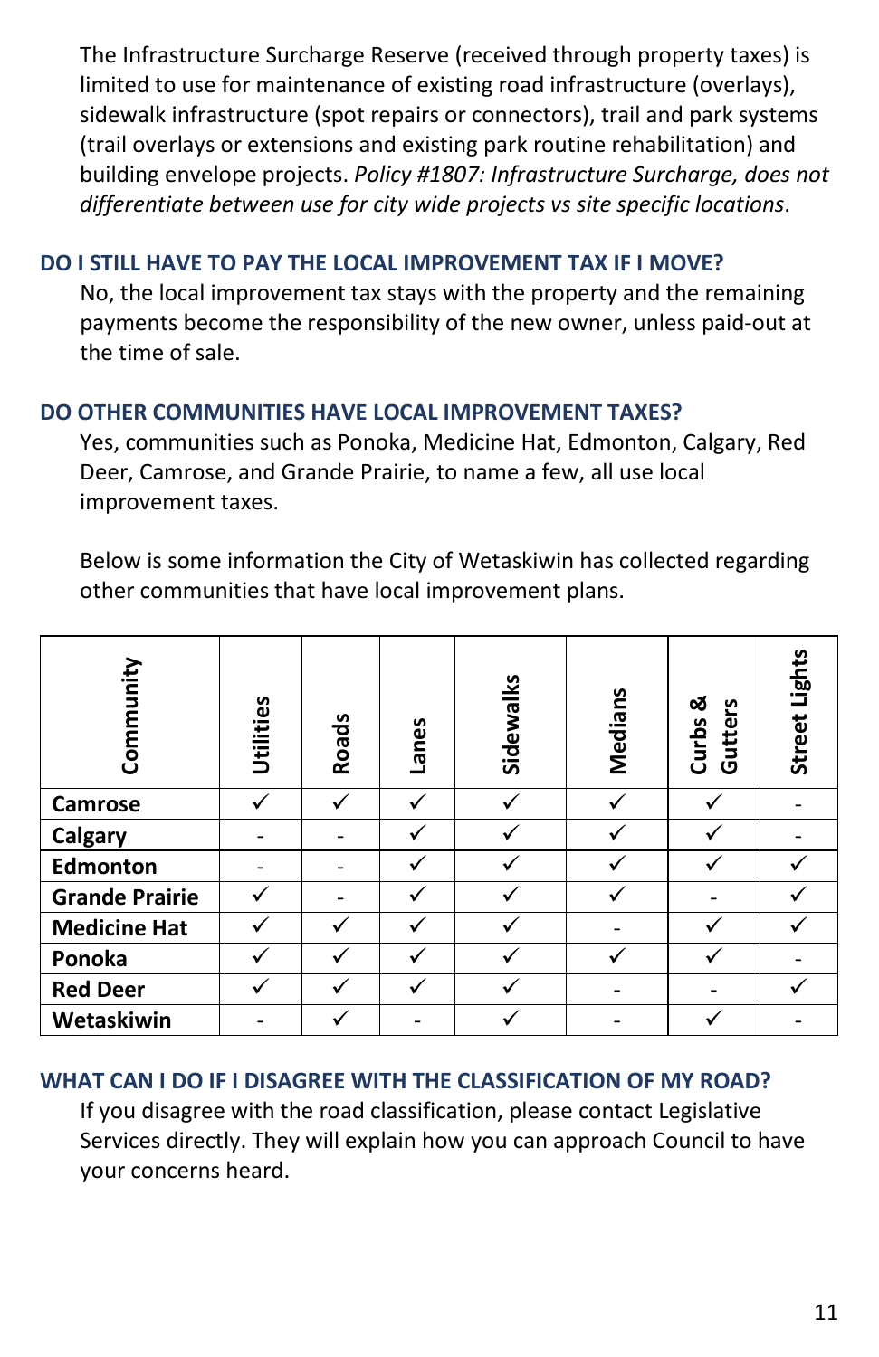The Infrastructure Surcharge Reserve (received through property taxes) is limited to use for maintenance of existing road infrastructure (overlays), sidewalk infrastructure (spot repairs or connectors), trail and park systems (trail overlays or extensions and existing park routine rehabilitation) and building envelope projects. *Policy #1807: Infrastructure Surcharge, does not differentiate between use for city wide projects vs site specific locations*.

## DO I STILL HAVE TO PAY THE LOCAL IMPROVEMENT TAX IF I MOVE?

No, the local improvement tax stays with the property and the remaining payments become the responsibility of the new owner, unless paid-out at the time of sale.

## DO OTHER COMMUNITIES HAVE LOCAL IMPROVEMENT TAXES?

Yes, communities such as Ponoka, Medicine Hat, Edmonton, Calgary, Red Deer, Camrose, and Grande Prairie, to name a few, all use local improvement taxes.

Below is some information the City of Wetaskiwin has collected regarding other communities that have local improvement plans.

| Community | Utilities | Roads | Lanes | Sidewalks | Medians | Curbs & Gutters | Street Lights |
|---|---|---|---|---|---|---|---|
| **Camrose** | ✓ | ✓ | ✓ | ✓ | ✓ | ✓ | - |
| **Calgary** | - | - | ✓ | ✓ | ✓ | ✓ | - |
| **Edmonton** | - | - | ✓ | ✓ | ✓ | ✓ | ✓ |
| **Grande Prairie** | ✓ | - | ✓ | ✓ | ✓ | - | ✓ |
| **Medicine Hat** | ✓ | ✓ | ✓ | ✓ | - | ✓ | ✓ |
| **Ponoka** | ✓ | ✓ | ✓ | ✓ | ✓ | ✓ | - |
| **Red Deer** | ✓ | ✓ | ✓ | ✓ | - | - | ✓ |
| **Wetaskiwin** | - | ✓ | - | ✓ | - | ✓ | - |

## WHAT CAN I DO IF I DISAGREE WITH THE CLASSIFICATION OF MY ROAD?

If you disagree with the road classification, please contact Legislative Services directly. They will explain how you can approach Council to have your concerns heard.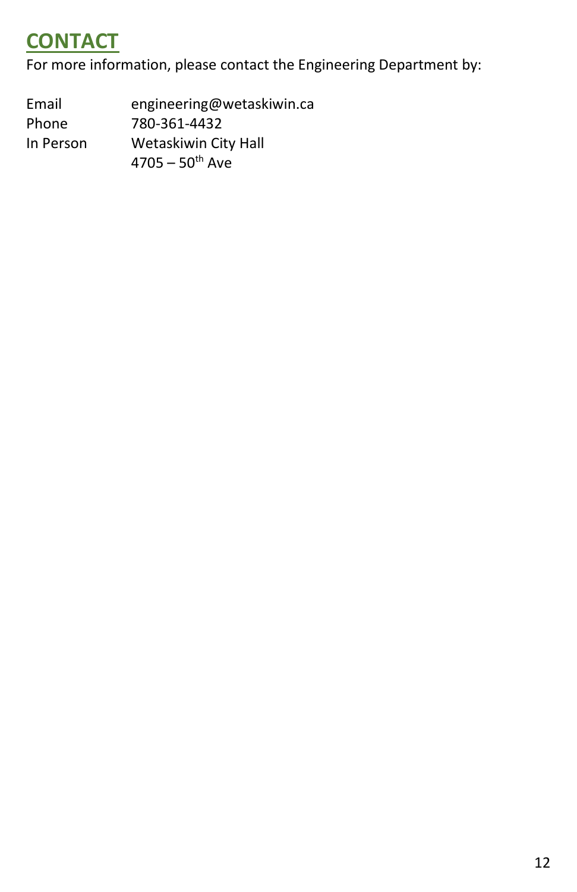## CONTACT

For more information, please contact the Engineering Department by:

| | |
|---|---|
| Email | engineering@wetaskiwin.ca |
| Phone | 780-361-4432 |
| In Person | Wetaskiwin City Hall<br>4705 – 50th Ave |